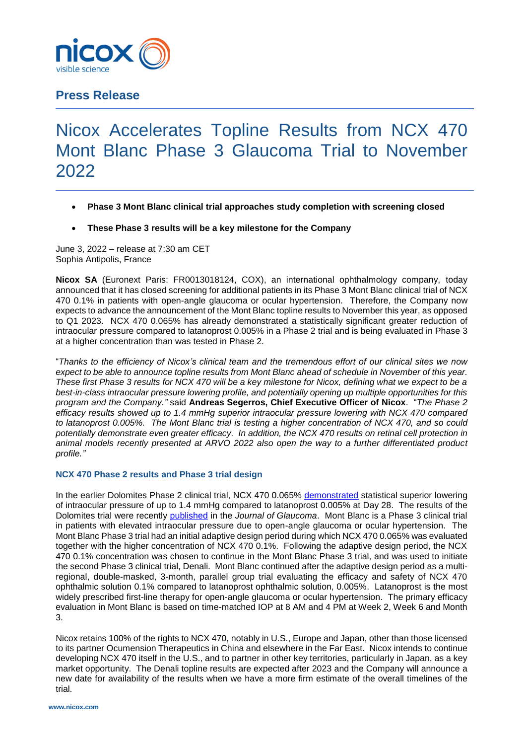**nicox**
visible science

## Press Release

# Nicox Accelerates Topline Results from NCX 470 Mont Blanc Phase 3 Glaucoma Trial to November 2022

- **Phase 3 Mont Blanc clinical trial approaches study completion with screening closed**
- **These Phase 3 results will be a key milestone for the Company**

June 3, 2022 – release at 7:30 am CET
Sophia Antipolis, France

**Nicox SA** (Euronext Paris: FR0013018124, COX), an international ophthalmology company, today announced that it has closed screening for additional patients in its Phase 3 Mont Blanc clinical trial of NCX 470 0.1% in patients with open-angle glaucoma or ocular hypertension. Therefore, the Company now expects to advance the announcement of the Mont Blanc topline results to November this year, as opposed to Q1 2023. NCX 470 0.065% has already demonstrated a statistically significant greater reduction of intraocular pressure compared to latanoprost 0.005% in a Phase 2 trial and is being evaluated in Phase 3 at a higher concentration than was tested in Phase 2.

"*Thanks to the efficiency of Nicox's clinical team and the tremendous effort of our clinical sites we now expect to be able to announce topline results from Mont Blanc ahead of schedule in November of this year. These first Phase 3 results for NCX 470 will be a key milestone for Nicox, defining what we expect to be a best-in-class intraocular pressure lowering profile, and potentially opening up multiple opportunities for this program and the Company.*" said **Andreas Segerros, Chief Executive Officer of Nicox**. "*The Phase 2 efficacy results showed up to 1.4 mmHg superior intraocular pressure lowering with NCX 470 compared to latanoprost 0.005%. The Mont Blanc trial is testing a higher concentration of NCX 470, and so could potentially demonstrate even greater efficacy. In addition, the NCX 470 results on retinal cell protection in animal models recently presented at ARVO 2022 also open the way to a further differentiated product profile.*"

### NCX 470 Phase 2 results and Phase 3 trial design

In the earlier Dolomites Phase 2 clinical trial, NCX 470 0.065% demonstrated statistical superior lowering of intraocular pressure of up to 1.4 mmHg compared to latanoprost 0.005% at Day 28. The results of the Dolomites trial were recently published in the *Journal of Glaucoma*. Mont Blanc is a Phase 3 clinical trial in patients with elevated intraocular pressure due to open-angle glaucoma or ocular hypertension. The Mont Blanc Phase 3 trial had an initial adaptive design period during which NCX 470 0.065% was evaluated together with the higher concentration of NCX 470 0.1%. Following the adaptive design period, the NCX 470 0.1% concentration was chosen to continue in the Mont Blanc Phase 3 trial, and was used to initiate the second Phase 3 clinical trial, Denali. Mont Blanc continued after the adaptive design period as a multi-regional, double-masked, 3-month, parallel group trial evaluating the efficacy and safety of NCX 470 ophthalmic solution 0.1% compared to latanoprost ophthalmic solution, 0.005%. Latanoprost is the most widely prescribed first-line therapy for open-angle glaucoma or ocular hypertension. The primary efficacy evaluation in Mont Blanc is based on time-matched IOP at 8 AM and 4 PM at Week 2, Week 6 and Month 3.

Nicox retains 100% of the rights to NCX 470, notably in U.S., Europe and Japan, other than those licensed to its partner Ocumension Therapeutics in China and elsewhere in the Far East. Nicox intends to continue developing NCX 470 itself in the U.S., and to partner in other key territories, particularly in Japan, as a key market opportunity. The Denali topline results are expected after 2023 and the Company will announce a new date for availability of the results when we have a more firm estimate of the overall timelines of the trial.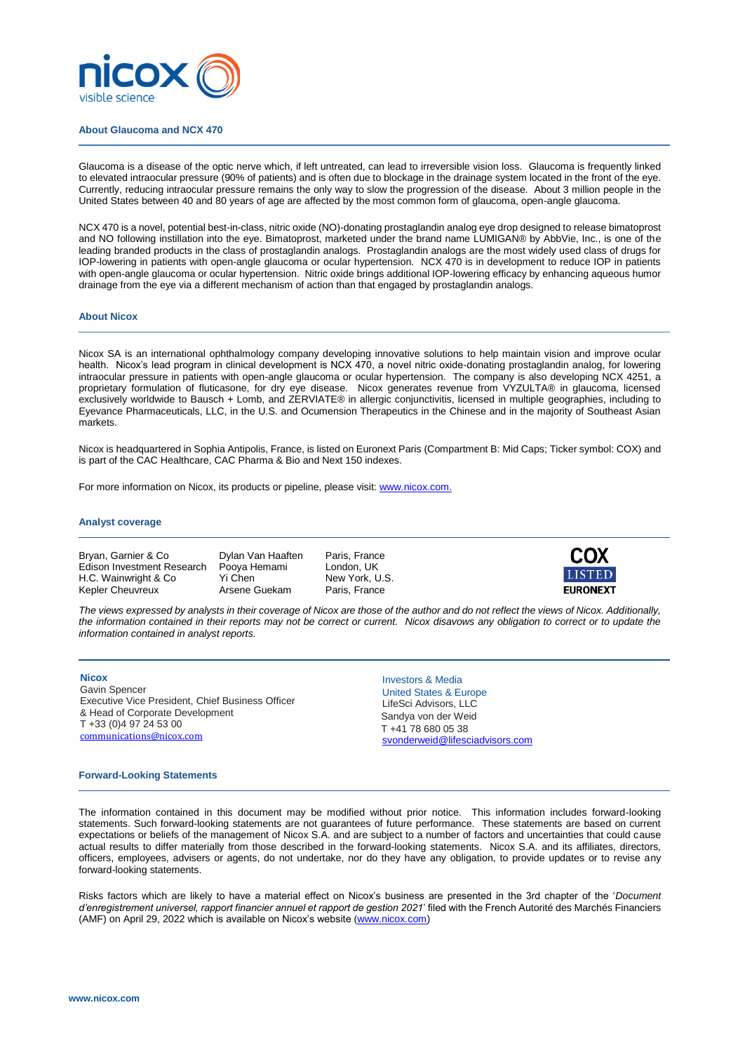## About Glaucoma and NCX 470

Glaucoma is a disease of the optic nerve which, if left untreated, can lead to irreversible vision loss. Glaucoma is frequently linked to elevated intraocular pressure (90% of patients) and is often due to blockage in the drainage system located in the front of the eye. Currently, reducing intraocular pressure remains the only way to slow the progression of the disease. About 3 million people in the United States between 40 and 80 years of age are affected by the most common form of glaucoma, open-angle glaucoma.

NCX 470 is a novel, potential best-in-class, nitric oxide (NO)-donating prostaglandin analog eye drop designed to release bimatoprost and NO following instillation into the eye. Bimatoprost, marketed under the brand name LUMIGAN® by AbbVie, Inc., is one of the leading branded products in the class of prostaglandin analogs. Prostaglandin analogs are the most widely used class of drugs for IOP-lowering in patients with open-angle glaucoma or ocular hypertension. NCX 470 is in development to reduce IOP in patients with open-angle glaucoma or ocular hypertension. Nitric oxide brings additional IOP-lowering efficacy by enhancing aqueous humor drainage from the eye via a different mechanism of action than that engaged by prostaglandin analogs.

## About Nicox

Nicox SA is an international ophthalmology company developing innovative solutions to help maintain vision and improve ocular health. Nicox's lead program in clinical development is NCX 470, a novel nitric oxide-donating prostaglandin analog, for lowering intraocular pressure in patients with open-angle glaucoma or ocular hypertension. The company is also developing NCX 4251, a proprietary formulation of fluticasone, for dry eye disease. Nicox generates revenue from VYZULTA® in glaucoma, licensed exclusively worldwide to Bausch + Lomb, and ZERVIATE® in allergic conjunctivitis, licensed in multiple geographies, including to Eyevance Pharmaceuticals, LLC, in the U.S. and Ocumension Therapeutics in the Chinese and in the majority of Southeast Asian markets.

Nicox is headquartered in Sophia Antipolis, France, is listed on Euronext Paris (Compartment B: Mid Caps; Ticker symbol: COX) and is part of the CAC Healthcare, CAC Pharma & Bio and Next 150 indexes.

For more information on Nicox, its products or pipeline, please visit: www.nicox.com.

## Analyst coverage

| | | |
|---|---|---|
| Bryan, Garnier & Co | Dylan Van Haaften | Paris, France |
| Edison Investment Research | Pooya Hemami | London, UK |
| H.C. Wainwright & Co | Yi Chen | New York, U.S. |
| Kepler Cheuvreux | Arsene Guekam | Paris, France |

COX LISTED EURONEXT

*The views expressed by analysts in their coverage of Nicox are those of the author and do not reflect the views of Nicox. Additionally, the information contained in their reports may not be correct or current. Nicox disavows any obligation to correct or to update the information contained in analyst reports.*

**Nicox**
Gavin Spencer
Executive Vice President, Chief Business Officer
& Head of Corporate Development
T +33 (0)4 97 24 53 00
communications@nicox.com

Investors & Media
United States & Europe
LifeSci Advisors, LLC
Sandya von der Weid
T +41 78 680 05 38
svonderweid@lifesciadvisors.com

## Forward-Looking Statements

The information contained in this document may be modified without prior notice. This information includes forward-looking statements. Such forward-looking statements are not guarantees of future performance. These statements are based on current expectations or beliefs of the management of Nicox S.A. and are subject to a number of factors and uncertainties that could cause actual results to differ materially from those described in the forward-looking statements. Nicox S.A. and its affiliates, directors, officers, employees, advisers or agents, do not undertake, nor do they have any obligation, to provide updates or to revise any forward-looking statements.

Risks factors which are likely to have a material effect on Nicox's business are presented in the 3rd chapter of the '*Document d'enregistrement universel, rapport financier annuel et rapport de gestion 2021*' filed with the French Autorité des Marchés Financiers (AMF) on April 29, 2022 which is available on Nicox's website (www.nicox.com)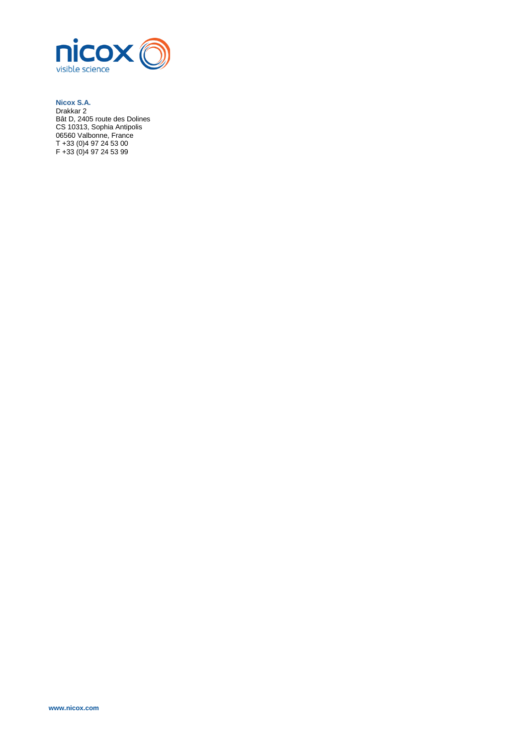**Nicox S.A.**
Drakkar 2
Bât D, 2405 route des Dolines
CS 10313, Sophia Antipolis
06560 Valbonne, France
T +33 (0)4 97 24 53 00
F +33 (0)4 97 24 53 99

**www.nicox.com**